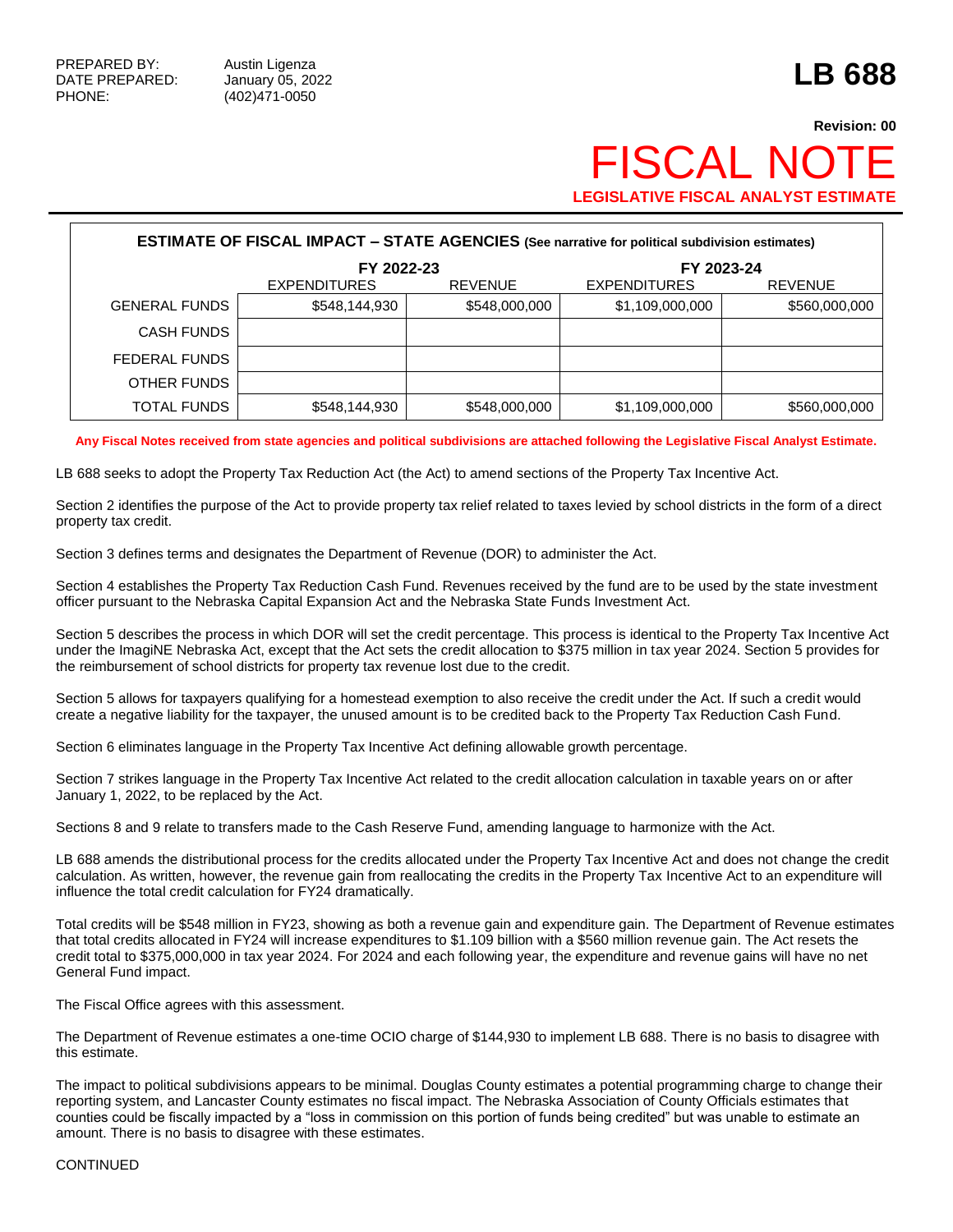PREPARED BY: Austin Ligenza
DATE PREPARED: January 05, 2022
PHONE: (402)471-0050

# LB 688

**Revision: 00**

# FISCAL NOTE

**LEGISLATIVE FISCAL ANALYST ESTIMATE**

**ESTIMATE OF FISCAL IMPACT – STATE AGENCIES** (See narrative for political subdivision estimates)

| | FY 2022-23 | | FY 2023-24 | |
|---|---|---|---|---|
| | EXPENDITURES | REVENUE | EXPENDITURES | REVENUE |
| GENERAL FUNDS | $548,144,930 | $548,000,000 | $1,109,000,000 | $560,000,000 |
| CASH FUNDS | | | | |
| FEDERAL FUNDS | | | | |
| OTHER FUNDS | | | | |
| TOTAL FUNDS | $548,144,930 | $548,000,000 | $1,109,000,000 | $560,000,000 |

**Any Fiscal Notes received from state agencies and political subdivisions are attached following the Legislative Fiscal Analyst Estimate.**

LB 688 seeks to adopt the Property Tax Reduction Act (the Act) to amend sections of the Property Tax Incentive Act.

Section 2 identifies the purpose of the Act to provide property tax relief related to taxes levied by school districts in the form of a direct property tax credit.

Section 3 defines terms and designates the Department of Revenue (DOR) to administer the Act.

Section 4 establishes the Property Tax Reduction Cash Fund. Revenues received by the fund are to be used by the state investment officer pursuant to the Nebraska Capital Expansion Act and the Nebraska State Funds Investment Act.

Section 5 describes the process in which DOR will set the credit percentage. This process is identical to the Property Tax Incentive Act under the ImagiNE Nebraska Act, except that the Act sets the credit allocation to $375 million in tax year 2024. Section 5 provides for the reimbursement of school districts for property tax revenue lost due to the credit.

Section 5 allows for taxpayers qualifying for a homestead exemption to also receive the credit under the Act. If such a credit would create a negative liability for the taxpayer, the unused amount is to be credited back to the Property Tax Reduction Cash Fund.

Section 6 eliminates language in the Property Tax Incentive Act defining allowable growth percentage.

Section 7 strikes language in the Property Tax Incentive Act related to the credit allocation calculation in taxable years on or after January 1, 2022, to be replaced by the Act.

Sections 8 and 9 relate to transfers made to the Cash Reserve Fund, amending language to harmonize with the Act.

LB 688 amends the distributional process for the credits allocated under the Property Tax Incentive Act and does not change the credit calculation. As written, however, the revenue gain from reallocating the credits in the Property Tax Incentive Act to an expenditure will influence the total credit calculation for FY24 dramatically.

Total credits will be $548 million in FY23, showing as both a revenue gain and expenditure gain. The Department of Revenue estimates that total credits allocated in FY24 will increase expenditures to $1.109 billion with a $560 million revenue gain. The Act resets the credit total to $375,000,000 in tax year 2024. For 2024 and each following year, the expenditure and revenue gains will have no net General Fund impact.

The Fiscal Office agrees with this assessment.

The Department of Revenue estimates a one-time OCIO charge of $144,930 to implement LB 688. There is no basis to disagree with this estimate.

The impact to political subdivisions appears to be minimal. Douglas County estimates a potential programming charge to change their reporting system, and Lancaster County estimates no fiscal impact. The Nebraska Association of County Officials estimates that counties could be fiscally impacted by a "loss in commission on this portion of funds being credited" but was unable to estimate an amount. There is no basis to disagree with these estimates.

CONTINUED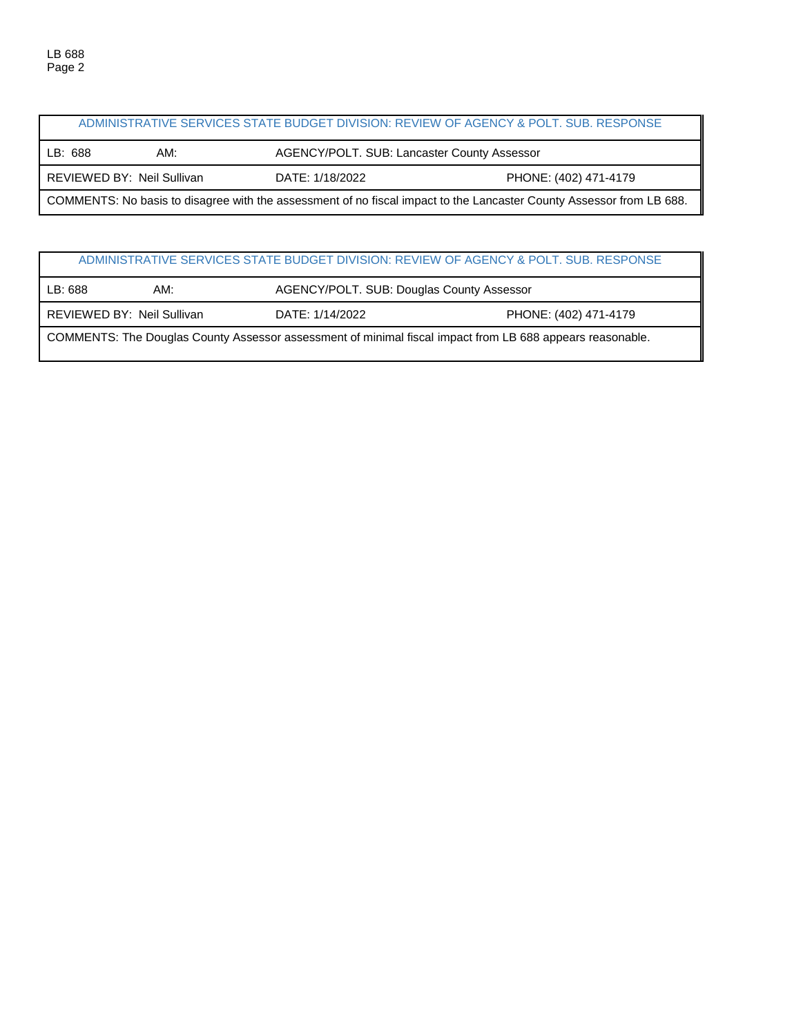| ADMINISTRATIVE SERVICES STATE BUDGET DIVISION: REVIEW OF AGENCY & POLT. SUB. RESPONSE | | | |
|---|---|---|---|
| LB: 688 | AM: | AGENCY/POLT. SUB: Lancaster County Assessor | |
| REVIEWED BY: Neil Sullivan | | DATE: 1/18/2022 | PHONE: (402) 471-4179 |
| COMMENTS: No basis to disagree with the assessment of no fiscal impact to the Lancaster County Assessor from LB 688. | | | |

| ADMINISTRATIVE SERVICES STATE BUDGET DIVISION: REVIEW OF AGENCY & POLT. SUB. RESPONSE | | | |
|---|---|---|---|
| LB: 688 | AM: | AGENCY/POLT. SUB: Douglas County Assessor | |
| REVIEWED BY: Neil Sullivan | | DATE: 1/14/2022 | PHONE: (402) 471-4179 |
| COMMENTS: The Douglas County Assessor assessment of minimal fiscal impact from LB 688 appears reasonable. | | | |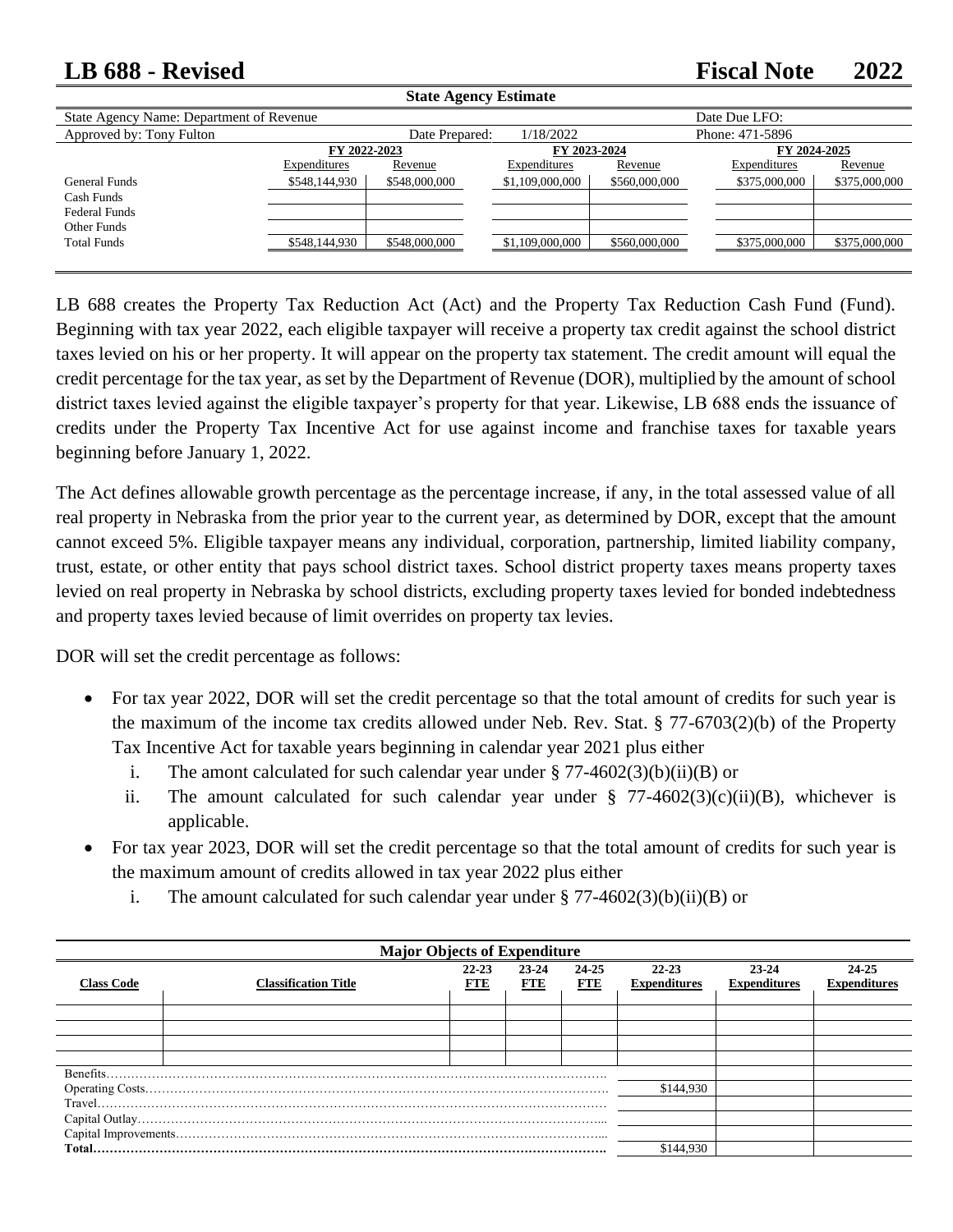# LB 688 - Revised                                                Fiscal Note 2022

**State Agency Estimate**

| State Agency Name: Department of Revenue | | | | | Date Due LFO: | |
|---|---|---|---|---|---|---|
| Approved by: Tony Fulton | | Date Prepared: 1/18/2022 | | | Phone: 471-5896 | |
| | FY 2022-2023 | | FY 2023-2024 | | FY 2024-2025 | |
| | Expenditures | Revenue | Expenditures | Revenue | Expenditures | Revenue |
| General Funds | $548,144,930 | $548,000,000 | $1,109,000,000 | $560,000,000 | $375,000,000 | $375,000,000 |
| Cash Funds | | | | | | |
| Federal Funds | | | | | | |
| Other Funds | | | | | | |
| Total Funds | $548,144,930 | $548,000,000 | $1,109,000,000 | $560,000,000 | $375,000,000 | $375,000,000 |

LB 688 creates the Property Tax Reduction Act (Act) and the Property Tax Reduction Cash Fund (Fund). Beginning with tax year 2022, each eligible taxpayer will receive a property tax credit against the school district taxes levied on his or her property. It will appear on the property tax statement. The credit amount will equal the credit percentage for the tax year, as set by the Department of Revenue (DOR), multiplied by the amount of school district taxes levied against the eligible taxpayer's property for that year. Likewise, LB 688 ends the issuance of credits under the Property Tax Incentive Act for use against income and franchise taxes for taxable years beginning before January 1, 2022.

The Act defines allowable growth percentage as the percentage increase, if any, in the total assessed value of all real property in Nebraska from the prior year to the current year, as determined by DOR, except that the amount cannot exceed 5%. Eligible taxpayer means any individual, corporation, partnership, limited liability company, trust, estate, or other entity that pays school district taxes. School district property taxes means property taxes levied on real property in Nebraska by school districts, excluding property taxes levied for bonded indebtedness and property taxes levied because of limit overrides on property tax levies.

DOR will set the credit percentage as follows:

- For tax year 2022, DOR will set the credit percentage so that the total amount of credits for such year is the maximum of the income tax credits allowed under Neb. Rev. Stat. § 77-6703(2)(b) of the Property Tax Incentive Act for taxable years beginning in calendar year 2021 plus either
  i. The amont calculated for such calendar year under § 77-4602(3)(b)(ii)(B) or
  ii. The amount calculated for such calendar year under § 77-4602(3)(c)(ii)(B), whichever is applicable.
- For tax year 2023, DOR will set the credit percentage so that the total amount of credits for such year is the maximum amount of credits allowed in tax year 2022 plus either
  i. The amount calculated for such calendar year under § 77-4602(3)(b)(ii)(B) or

**Major Objects of Expenditure**

| Class Code | Classification Title | 22-23 FTE | 23-24 FTE | 24-25 FTE | 22-23 Expenditures | 23-24 Expenditures | 24-25 Expenditures |
|---|---|---|---|---|---|---|---|
| | | | | | | | |
| | | | | | | | |
| | | | | | | | |
| | | | | | | | |
| Benefits | | | | | | | |
| Operating Costs | | | | | $144,930 | | |
| Travel | | | | | | | |
| Capital Outlay | | | | | | | |
| Capital Improvements | | | | | | | |
| **Total** | | | | | $144,930 | | |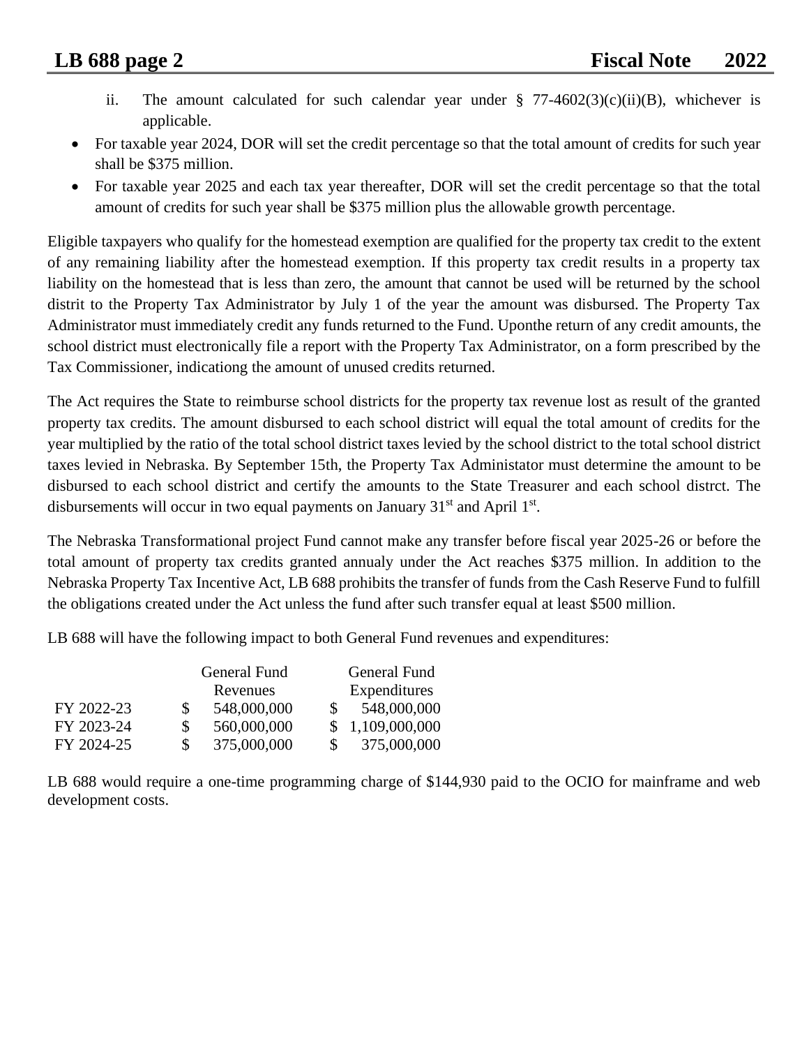ii. The amount calculated for such calendar year under § 77-4602(3)(c)(ii)(B), whichever is applicable.

- For taxable year 2024, DOR will set the credit percentage so that the total amount of credits for such year shall be $375 million.
- For taxable year 2025 and each tax year thereafter, DOR will set the credit percentage so that the total amount of credits for such year shall be $375 million plus the allowable growth percentage.

Eligible taxpayers who qualify for the homestead exemption are qualified for the property tax credit to the extent of any remaining liability after the homestead exemption. If this property tax credit results in a property tax liability on the homestead that is less than zero, the amount that cannot be used will be returned by the school distrit to the Property Tax Administrator by July 1 of the year the amount was disbursed. The Property Tax Administrator must immediately credit any funds returned to the Fund. Uponthe return of any credit amounts, the school district must electronically file a report with the Property Tax Administrator, on a form prescribed by the Tax Commissioner, indicationg the amount of unused credits returned.

The Act requires the State to reimburse school districts for the property tax revenue lost as result of the granted property tax credits. The amount disbursed to each school district will equal the total amount of credits for the year multiplied by the ratio of the total school district taxes levied by the school district to the total school district taxes levied in Nebraska. By September 15th, the Property Tax Administator must determine the amount to be disbursed to each school district and certify the amounts to the State Treasurer and each school distrct. The disbursements will occur in two equal payments on January 31st and April 1st.

The Nebraska Transformational project Fund cannot make any transfer before fiscal year 2025-26 or before the total amount of property tax credits granted annualy under the Act reaches $375 million. In addition to the Nebraska Property Tax Incentive Act, LB 688 prohibits the transfer of funds from the Cash Reserve Fund to fulfill the obligations created under the Act unless the fund after such transfer equal at least $500 million.

LB 688 will have the following impact to both General Fund revenues and expenditures:

| | General Fund Revenues | General Fund Expenditures |
|---|---|---|
| FY 2022-23 | $ 548,000,000 | $ 548,000,000 |
| FY 2023-24 | $ 560,000,000 | $ 1,109,000,000 |
| FY 2024-25 | $ 375,000,000 | $ 375,000,000 |

LB 688 would require a one-time programming charge of $144,930 paid to the OCIO for mainframe and web development costs.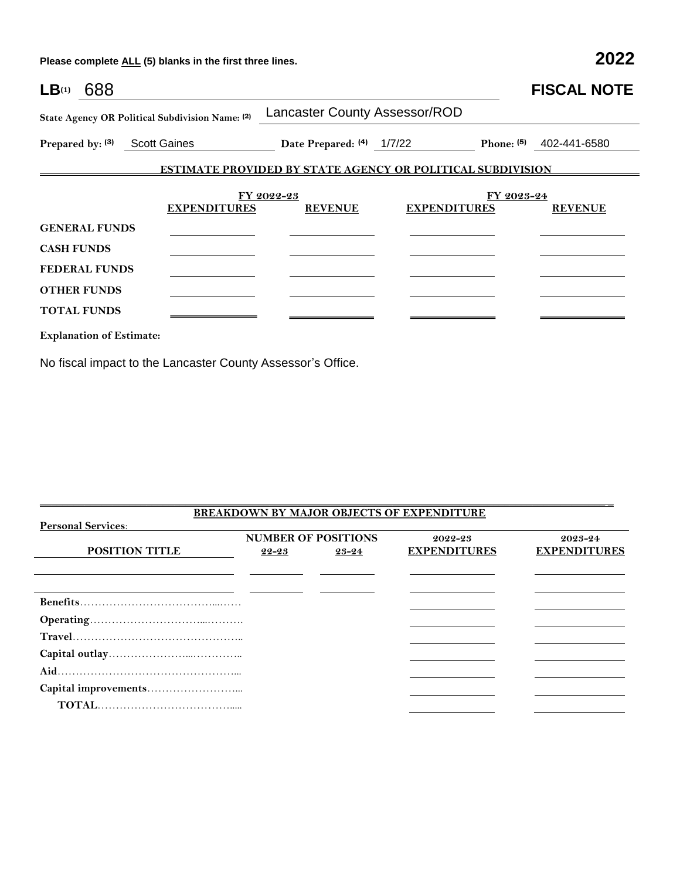Please complete ALL (5) blanks in the first three lines. **2022**

**LB(1)** 688 **FISCAL NOTE**

**State Agency OR Political Subdivision Name: (2)** Lancaster County Assessor/ROD

**Prepared by: (3)** Scott Gaines **Date Prepared: (4)** 1/7/22 **Phone: (5)** 402-441-6580

**ESTIMATE PROVIDED BY STATE AGENCY OR POLITICAL SUBDIVISION**

| | FY 2022-23 | | FY 2023-24 | |
|---|---|---|---|---|
| | **EXPENDITURES** | **REVENUE** | **EXPENDITURES** | **REVENUE** |
| **GENERAL FUNDS** | | | | |
| **CASH FUNDS** | | | | |
| **FEDERAL FUNDS** | | | | |
| **OTHER FUNDS** | | | | |
| **TOTAL FUNDS** | | | | |

**Explanation of Estimate:**

No fiscal impact to the Lancaster County Assessor's Office.

**BREAKDOWN BY MAJOR OBJECTS OF EXPENDITURE**

**Personal Services:**

| POSITION TITLE | NUMBER OF POSITIONS 22-23 | NUMBER OF POSITIONS 23-24 | 2022-23 EXPENDITURES | 2023-24 EXPENDITURES |
|---|---|---|---|---|
| | | | | |
| | | | | |
| **Benefits** | | | | |
| **Operating** | | | | |
| **Travel** | | | | |
| **Capital outlay** | | | | |
| **Aid** | | | | |
| **Capital improvements** | | | | |
| **TOTAL** | | | | |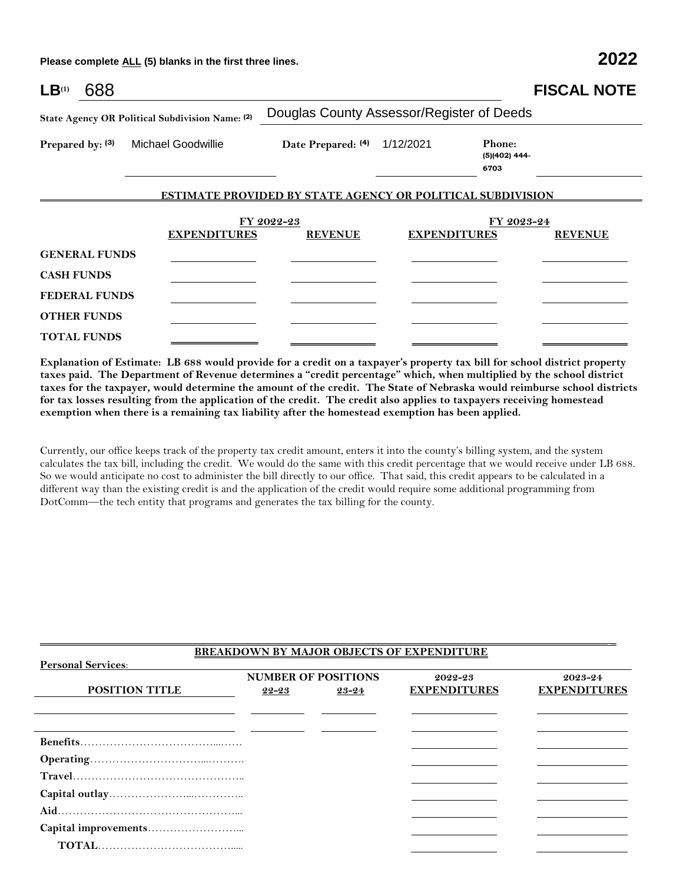Please complete ALL (5) blanks in the first three lines. **2022**

**LB**(1) 688 **FISCAL NOTE**

**State Agency OR Political Subdivision Name: (2)** Douglas County Assessor/Register of Deeds

**Prepared by: (3)** Michael Goodwillie **Date Prepared: (4)** 1/12/2021 **Phone: (5)**(402) 444-6703

## ESTIMATE PROVIDED BY STATE AGENCY OR POLITICAL SUBDIVISION

| | FY 2022-23 | | FY 2023-24 | |
|---|---|---|---|---|
| | **EXPENDITURES** | **REVENUE** | **EXPENDITURES** | **REVENUE** |
| **GENERAL FUNDS** | | | | |
| **CASH FUNDS** | | | | |
| **FEDERAL FUNDS** | | | | |
| **OTHER FUNDS** | | | | |
| **TOTAL FUNDS** | | | | |

**Explanation of Estimate: LB 688 would provide for a credit on a taxpayer's property tax bill for school district property taxes paid. The Department of Revenue determines a "credit percentage" which, when multiplied by the school district taxes for the taxpayer, would determine the amount of the credit. The State of Nebraska would reimburse school districts for tax losses resulting from the application of the credit. The credit also applies to taxpayers receiving homestead exemption when there is a remaining tax liability after the homestead exemption has been applied.**

Currently, our office keeps track of the property tax credit amount, enters it into the county's billing system, and the system calculates the tax bill, including the credit. We would do the same with this credit percentage that we would receive under LB 688. So we would anticipate no cost to administer the bill directly to our office. That said, this credit appears to be calculated in a different way than the existing credit is and the application of the credit would require some additional programming from DotComm—the tech entity that programs and generates the tax billing for the county.

## BREAKDOWN BY MAJOR OBJECTS OF EXPENDITURE

**Personal Services:**

| POSITION TITLE | NUMBER OF POSITIONS 22-23 | NUMBER OF POSITIONS 23-24 | 2022-23 EXPENDITURES | 2023-24 EXPENDITURES |
|---|---|---|---|---|
| | | | | |
| | | | | |
| **Benefits** | | | | |
| **Operating** | | | | |
| **Travel** | | | | |
| **Capital outlay** | | | | |
| **Aid** | | | | |
| **Capital improvements** | | | | |
| **TOTAL** | | | | |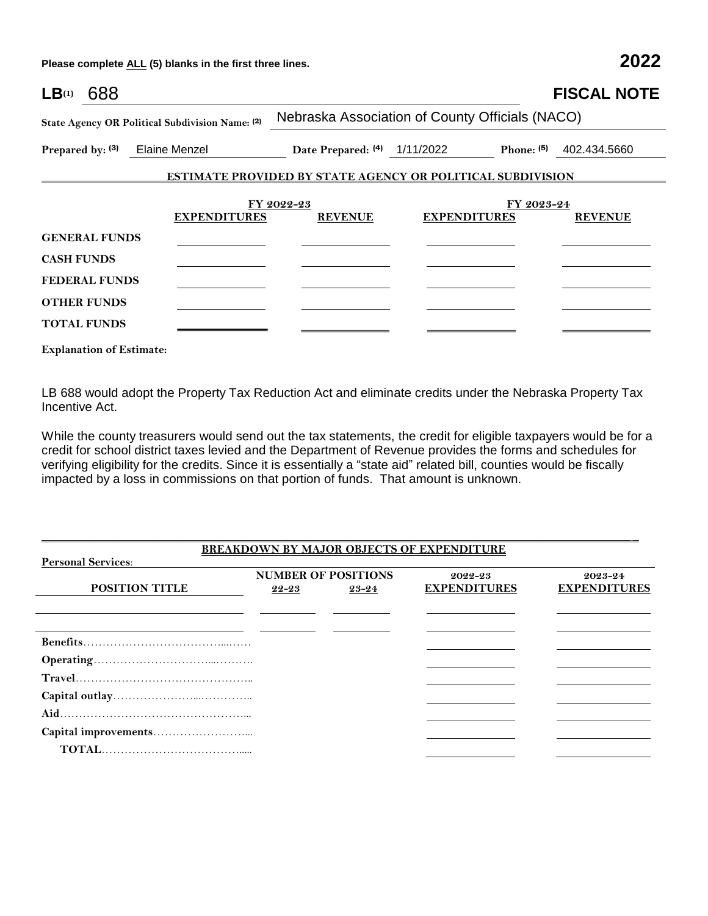Please complete ALL (5) blanks in the first three lines. **2022**

**LB**(1) 688 **FISCAL NOTE**

**State Agency OR Political Subdivision Name:** (2) Nebraska Association of County Officials (NACO)

**Prepared by:** (3) Elaine Menzel **Date Prepared:** (4) 1/11/2022 **Phone:** (5) 402.434.5660

## ESTIMATE PROVIDED BY STATE AGENCY OR POLITICAL SUBDIVISION

| | FY 2022-23 | | FY 2023-24 | |
|---|---|---|---|---|
| | **EXPENDITURES** | **REVENUE** | **EXPENDITURES** | **REVENUE** |
| **GENERAL FUNDS** | | | | |
| **CASH FUNDS** | | | | |
| **FEDERAL FUNDS** | | | | |
| **OTHER FUNDS** | | | | |
| **TOTAL FUNDS** | | | | |

**Explanation of Estimate:**

LB 688 would adopt the Property Tax Reduction Act and eliminate credits under the Nebraska Property Tax Incentive Act.

While the county treasurers would send out the tax statements, the credit for eligible taxpayers would be for a credit for school district taxes levied and the Department of Revenue provides the forms and schedules for verifying eligibility for the credits. Since it is essentially a "state aid" related bill, counties would be fiscally impacted by a loss in commissions on that portion of funds. That amount is unknown.

## BREAKDOWN BY MAJOR OBJECTS OF EXPENDITURE

**Personal Services:**

| POSITION TITLE | NUMBER OF POSITIONS 22-23 | 23-24 | 2022-23 EXPENDITURES | 2023-24 EXPENDITURES |
|---|---|---|---|---|
| | | | | |
| | | | | |
| **Benefits** | | | | |
| **Operating** | | | | |
| **Travel** | | | | |
| **Capital outlay** | | | | |
| **Aid** | | | | |
| **Capital improvements** | | | | |
| **TOTAL** | | | | |